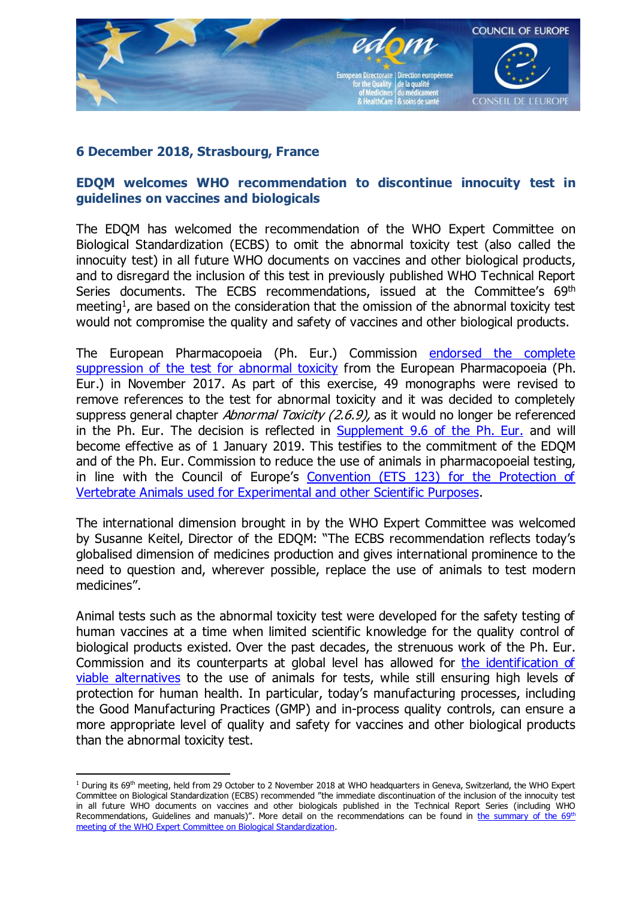**6 December 2018, Strasbourg, France**

## EDQM welcomes WHO recommendation to discontinue innocuity test in guidelines on vaccines and biologicals

The EDQM has welcomed the recommendation of the WHO Expert Committee on Biological Standardization (ECBS) to omit the abnormal toxicity test (also called the innocuity test) in all future WHO documents on vaccines and other biological products, and to disregard the inclusion of this test in previously published WHO Technical Report Series documents. The ECBS recommendations, issued at the Committee's 69th meeting[1], are based on the consideration that the omission of the abnormal toxicity test would not compromise the quality and safety of vaccines and other biological products.

The European Pharmacopoeia (Ph. Eur.) Commission endorsed the complete suppression of the test for abnormal toxicity from the European Pharmacopoeia (Ph. Eur.) in November 2017. As part of this exercise, 49 monographs were revised to remove references to the test for abnormal toxicity and it was decided to completely suppress general chapter *Abnormal Toxicity (2.6.9),* as it would no longer be referenced in the Ph. Eur. The decision is reflected in Supplement 9.6 of the Ph. Eur. and will become effective as of 1 January 2019. This testifies to the commitment of the EDQM and of the Ph. Eur. Commission to reduce the use of animals in pharmacopoeial testing, in line with the Council of Europe's Convention (ETS 123) for the Protection of Vertebrate Animals used for Experimental and other Scientific Purposes.

The international dimension brought in by the WHO Expert Committee was welcomed by Susanne Keitel, Director of the EDQM: "The ECBS recommendation reflects today's globalised dimension of medicines production and gives international prominence to the need to question and, wherever possible, replace the use of animals to test modern medicines".

Animal tests such as the abnormal toxicity test were developed for the safety testing of human vaccines at a time when limited scientific knowledge for the quality control of biological products existed. Over the past decades, the strenuous work of the Ph. Eur. Commission and its counterparts at global level has allowed for the identification of viable alternatives to the use of animals for tests, while still ensuring high levels of protection for human health. In particular, today's manufacturing processes, including the Good Manufacturing Practices (GMP) and in-process quality controls, can ensure a more appropriate level of quality and safety for vaccines and other biological products than the abnormal toxicity test.

---

[1] During its 69th meeting, held from 29 October to 2 November 2018 at WHO headquarters in Geneva, Switzerland, the WHO Expert Committee on Biological Standardization (ECBS) recommended "the immediate discontinuation of the inclusion of the innocuity test in all future WHO documents on vaccines and other biologicals published in the Technical Report Series (including WHO Recommendations, Guidelines and manuals)". More detail on the recommendations can be found in the summary of the 69th meeting of the WHO Expert Committee on Biological Standardization.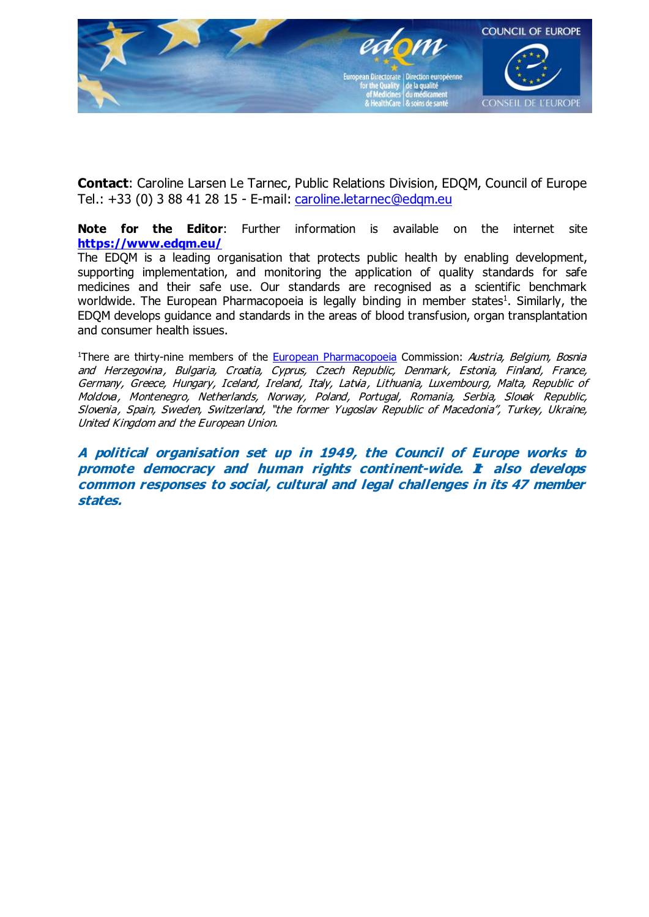**Contact**: Caroline Larsen Le Tarnec, Public Relations Division, EDQM, Council of Europe
Tel.: +33 (0) 3 88 41 28 15 - E-mail: caroline.letarnec@edqm.eu

**Note for the Editor**: Further information is available on the internet site **https://www.edqm.eu/**

The EDQM is a leading organisation that protects public health by enabling development, supporting implementation, and monitoring the application of quality standards for safe medicines and their safe use. Our standards are recognised as a scientific benchmark worldwide. The European Pharmacopoeia is legally binding in member states[1]. Similarly, the EDQM develops guidance and standards in the areas of blood transfusion, organ transplantation and consumer health issues.

[1]There are thirty-nine members of the European Pharmacopoeia Commission: *Austria, Belgium, Bosnia and Herzegovina, Bulgaria, Croatia, Cyprus, Czech Republic, Denmark, Estonia, Finland, France, Germany, Greece, Hungary, Iceland, Ireland, Italy, Latvia, Lithuania, Luxembourg, Malta, Republic of Moldova, Montenegro, Netherlands, Norway, Poland, Portugal, Romania, Serbia, Slovak Republic, Slovenia, Spain, Sweden, Switzerland, "the former Yugoslav Republic of Macedonia", Turkey, Ukraine, United Kingdom and the European Union.*

***A political organisation set up in 1949, the Council of Europe works to promote democracy and human rights continent-wide. It also develops common responses to social, cultural and legal challenges in its 47 member states.***